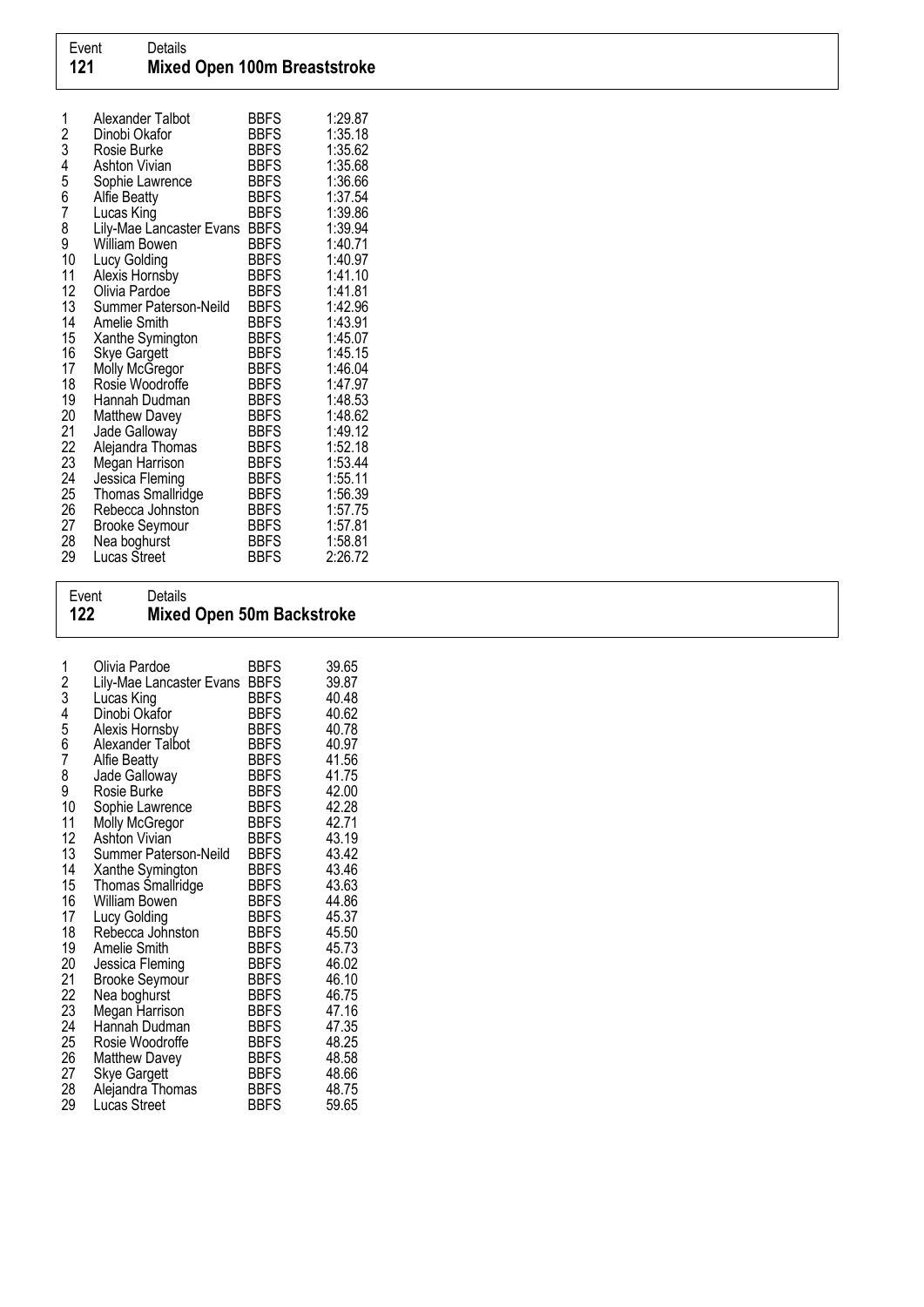Event 121 — **Mixed Open 100m Breaststroke**

| | | | |
|---|---|---|---|
| 1 | Alexander Talbot | BBFS | 1:29.87 |
| 2 | Dinobi Okafor | BBFS | 1:35.18 |
| 3 | Rosie Burke | BBFS | 1:35.62 |
| 4 | Ashton Vivian | BBFS | 1:35.68 |
| 5 | Sophie Lawrence | BBFS | 1:36.66 |
| 6 | Alfie Beatty | BBFS | 1:37.54 |
| 7 | Lucas King | BBFS | 1:39.86 |
| 8 | Lily-Mae Lancaster Evans | BBFS | 1:39.94 |
| 9 | William Bowen | BBFS | 1:40.71 |
| 10 | Lucy Golding | BBFS | 1:40.97 |
| 11 | Alexis Hornsby | BBFS | 1:41.10 |
| 12 | Olivia Pardoe | BBFS | 1:41.81 |
| 13 | Summer Paterson-Neild | BBFS | 1:42.96 |
| 14 | Amelie Smith | BBFS | 1:43.91 |
| 15 | Xanthe Symington | BBFS | 1:45.07 |
| 16 | Skye Gargett | BBFS | 1:45.15 |
| 17 | Molly McGregor | BBFS | 1:46.04 |
| 18 | Rosie Woodroffe | BBFS | 1:47.97 |
| 19 | Hannah Dudman | BBFS | 1:48.53 |
| 20 | Matthew Davey | BBFS | 1:48.62 |
| 21 | Jade Galloway | BBFS | 1:49.12 |
| 22 | Alejandra Thomas | BBFS | 1:52.18 |
| 23 | Megan Harrison | BBFS | 1:53.44 |
| 24 | Jessica Fleming | BBFS | 1:55.11 |
| 25 | Thomas Smallridge | BBFS | 1:56.39 |
| 26 | Rebecca Johnston | BBFS | 1:57.75 |
| 27 | Brooke Seymour | BBFS | 1:57.81 |
| 28 | Nea boghurst | BBFS | 1:58.81 |
| 29 | Lucas Street | BBFS | 2:26.72 |

Event 122 — **Mixed Open 50m Backstroke**

| | | | |
|---|---|---|---|
| 1 | Olivia Pardoe | BBFS | 39.65 |
| 2 | Lily-Mae Lancaster Evans | BBFS | 39.87 |
| 3 | Lucas King | BBFS | 40.48 |
| 4 | Dinobi Okafor | BBFS | 40.62 |
| 5 | Alexis Hornsby | BBFS | 40.78 |
| 6 | Alexander Talbot | BBFS | 40.97 |
| 7 | Alfie Beatty | BBFS | 41.56 |
| 8 | Jade Galloway | BBFS | 41.75 |
| 9 | Rosie Burke | BBFS | 42.00 |
| 10 | Sophie Lawrence | BBFS | 42.28 |
| 11 | Molly McGregor | BBFS | 42.71 |
| 12 | Ashton Vivian | BBFS | 43.19 |
| 13 | Summer Paterson-Neild | BBFS | 43.42 |
| 14 | Xanthe Symington | BBFS | 43.46 |
| 15 | Thomas Smallridge | BBFS | 43.63 |
| 16 | William Bowen | BBFS | 44.86 |
| 17 | Lucy Golding | BBFS | 45.37 |
| 18 | Rebecca Johnston | BBFS | 45.50 |
| 19 | Amelie Smith | BBFS | 45.73 |
| 20 | Jessica Fleming | BBFS | 46.02 |
| 21 | Brooke Seymour | BBFS | 46.10 |
| 22 | Nea boghurst | BBFS | 46.75 |
| 23 | Megan Harrison | BBFS | 47.16 |
| 24 | Hannah Dudman | BBFS | 47.35 |
| 25 | Rosie Woodroffe | BBFS | 48.25 |
| 26 | Matthew Davey | BBFS | 48.58 |
| 27 | Skye Gargett | BBFS | 48.66 |
| 28 | Alejandra Thomas | BBFS | 48.75 |
| 29 | Lucas Street | BBFS | 59.65 |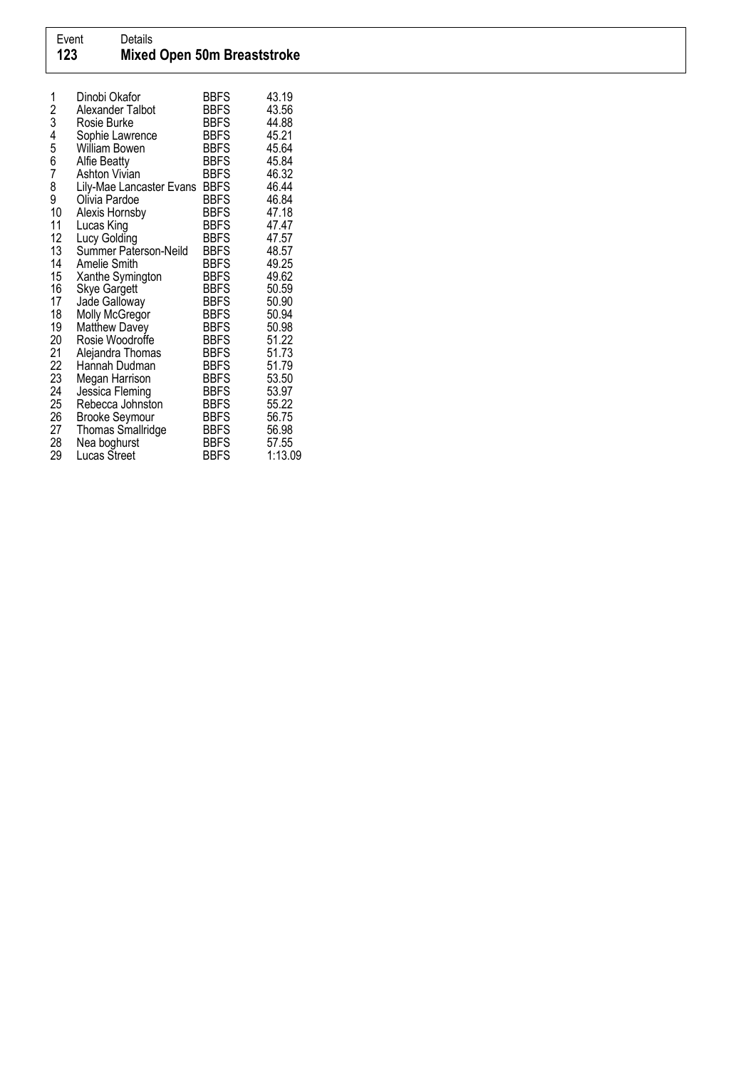| Event | Details |
| --- | --- |
| **123** | **Mixed Open 50m Breaststroke** |

| | | | |
| --- | --- | --- | --- |
| 1 | Dinobi Okafor | BBFS | 43.19 |
| 2 | Alexander Talbot | BBFS | 43.56 |
| 3 | Rosie Burke | BBFS | 44.88 |
| 4 | Sophie Lawrence | BBFS | 45.21 |
| 5 | William Bowen | BBFS | 45.64 |
| 6 | Alfie Beatty | BBFS | 45.84 |
| 7 | Ashton Vivian | BBFS | 46.32 |
| 8 | Lily-Mae Lancaster Evans | BBFS | 46.44 |
| 9 | Olivia Pardoe | BBFS | 46.84 |
| 10 | Alexis Hornsby | BBFS | 47.18 |
| 11 | Lucas King | BBFS | 47.47 |
| 12 | Lucy Golding | BBFS | 47.57 |
| 13 | Summer Paterson-Neild | BBFS | 48.57 |
| 14 | Amelie Smith | BBFS | 49.25 |
| 15 | Xanthe Symington | BBFS | 49.62 |
| 16 | Skye Gargett | BBFS | 50.59 |
| 17 | Jade Galloway | BBFS | 50.90 |
| 18 | Molly McGregor | BBFS | 50.94 |
| 19 | Matthew Davey | BBFS | 50.98 |
| 20 | Rosie Woodroffe | BBFS | 51.22 |
| 21 | Alejandra Thomas | BBFS | 51.73 |
| 22 | Hannah Dudman | BBFS | 51.79 |
| 23 | Megan Harrison | BBFS | 53.50 |
| 24 | Jessica Fleming | BBFS | 53.97 |
| 25 | Rebecca Johnston | BBFS | 55.22 |
| 26 | Brooke Seymour | BBFS | 56.75 |
| 27 | Thomas Smallridge | BBFS | 56.98 |
| 28 | Nea boghurst | BBFS | 57.55 |
| 29 | Lucas Street | BBFS | 1:13.09 |